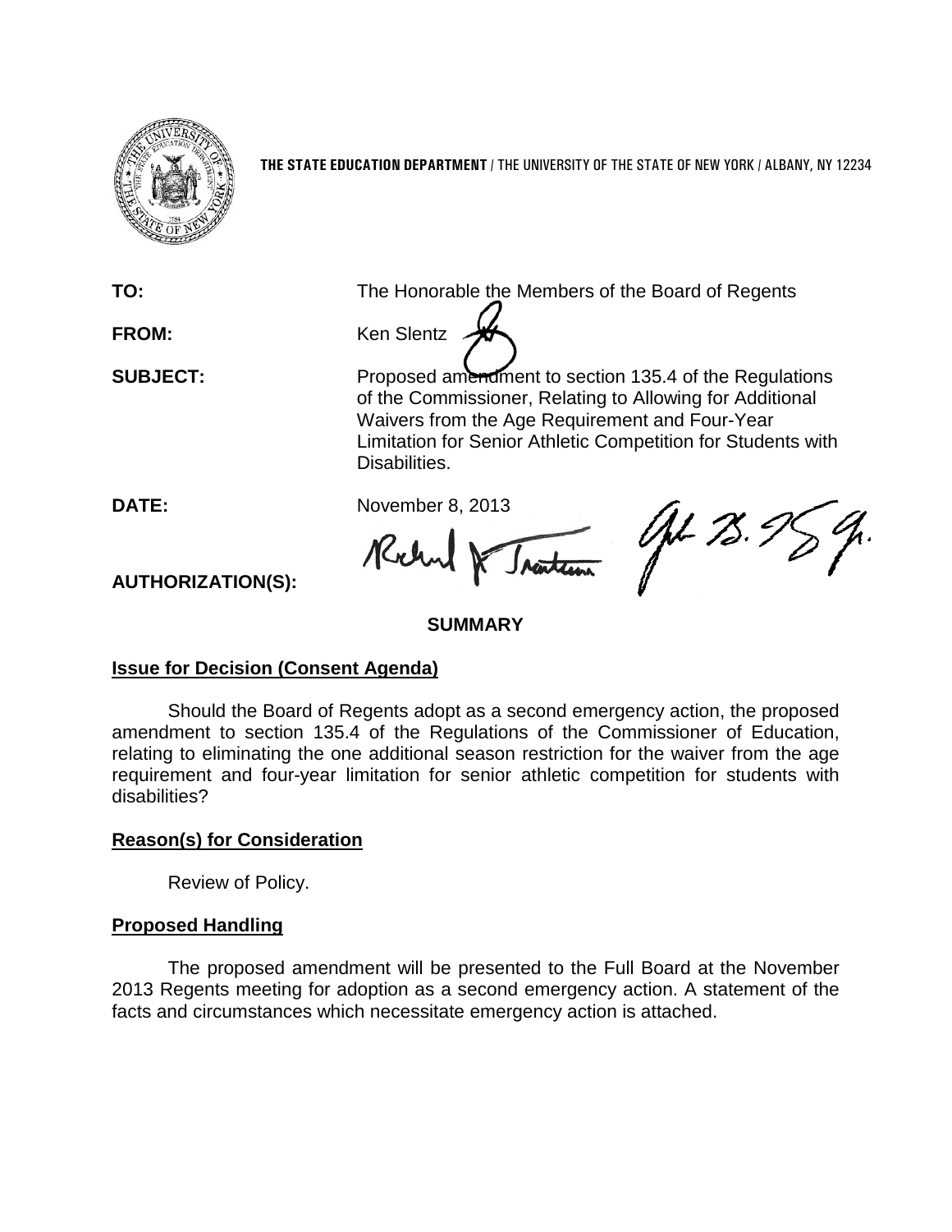**THE STATE EDUCATION DEPARTMENT** / THE UNIVERSITY OF THE STATE OF NEW YORK / ALBANY, NY 12234

**TO:** The Honorable the Members of the Board of Regents

**FROM:** Ken Slentz

**SUBJECT:** Proposed amendment to section 135.4 of the Regulations of the Commissioner, Relating to Allowing for Additional Waivers from the Age Requirement and Four-Year Limitation for Senior Athletic Competition for Students with Disabilities.

**DATE:** November 8, 2013

**AUTHORIZATION(S):**

## SUMMARY

### Issue for Decision (Consent Agenda)

Should the Board of Regents adopt as a second emergency action, the proposed amendment to section 135.4 of the Regulations of the Commissioner of Education, relating to eliminating the one additional season restriction for the waiver from the age requirement and four-year limitation for senior athletic competition for students with disabilities?

### Reason(s) for Consideration

Review of Policy.

### Proposed Handling

The proposed amendment will be presented to the Full Board at the November 2013 Regents meeting for adoption as a second emergency action. A statement of the facts and circumstances which necessitate emergency action is attached.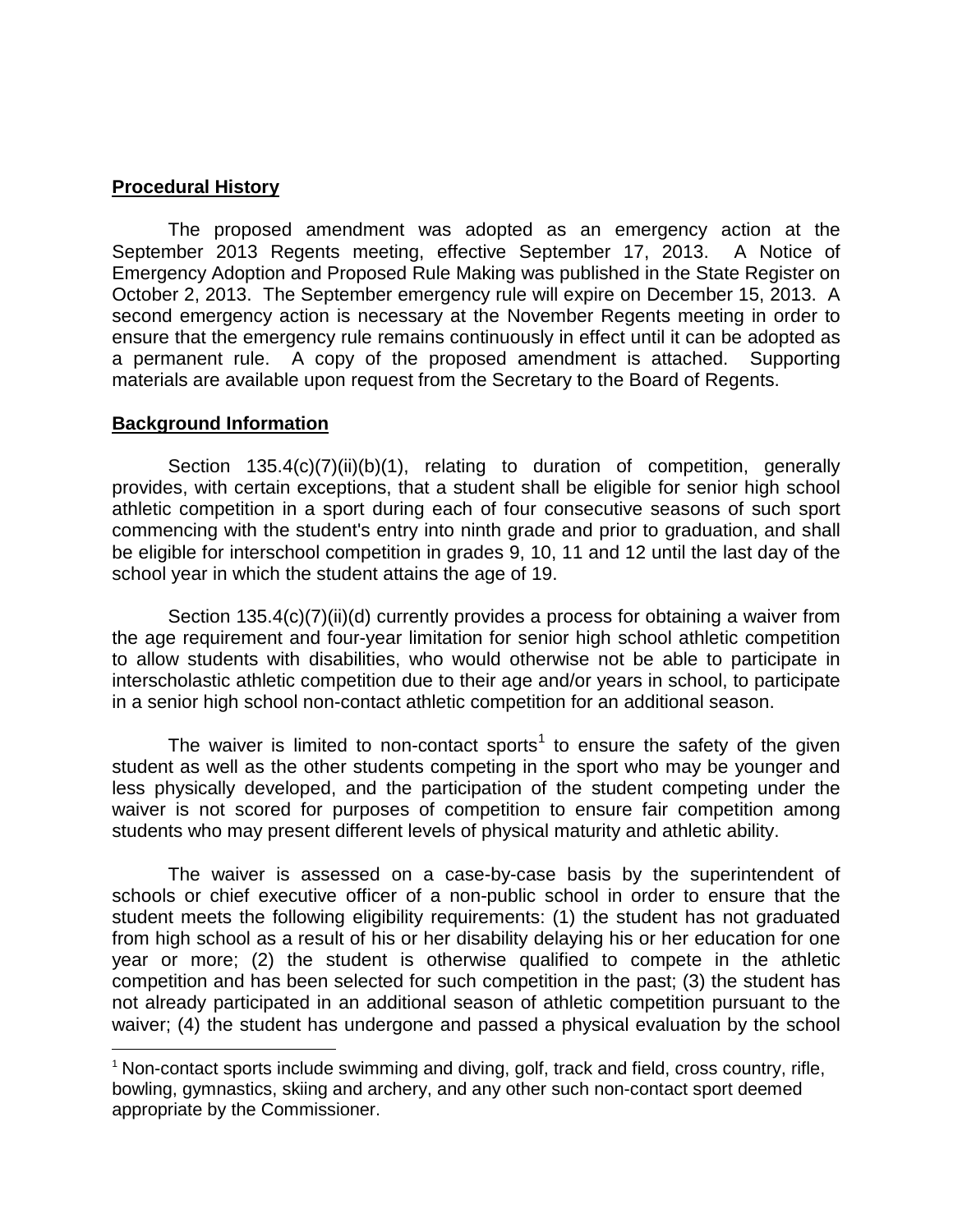**Procedural History**

The proposed amendment was adopted as an emergency action at the September 2013 Regents meeting, effective September 17, 2013. A Notice of Emergency Adoption and Proposed Rule Making was published in the State Register on October 2, 2013. The September emergency rule will expire on December 15, 2013. A second emergency action is necessary at the November Regents meeting in order to ensure that the emergency rule remains continuously in effect until it can be adopted as a permanent rule. A copy of the proposed amendment is attached. Supporting materials are available upon request from the Secretary to the Board of Regents.

**Background Information**

Section 135.4(c)(7)(ii)(b)(1), relating to duration of competition, generally provides, with certain exceptions, that a student shall be eligible for senior high school athletic competition in a sport during each of four consecutive seasons of such sport commencing with the student's entry into ninth grade and prior to graduation, and shall be eligible for interschool competition in grades 9, 10, 11 and 12 until the last day of the school year in which the student attains the age of 19.

Section 135.4(c)(7)(ii)(d) currently provides a process for obtaining a waiver from the age requirement and four-year limitation for senior high school athletic competition to allow students with disabilities, who would otherwise not be able to participate in interscholastic athletic competition due to their age and/or years in school, to participate in a senior high school non-contact athletic competition for an additional season.

The waiver is limited to non-contact sports[1] to ensure the safety of the given student as well as the other students competing in the sport who may be younger and less physically developed, and the participation of the student competing under the waiver is not scored for purposes of competition to ensure fair competition among students who may present different levels of physical maturity and athletic ability.

The waiver is assessed on a case-by-case basis by the superintendent of schools or chief executive officer of a non-public school in order to ensure that the student meets the following eligibility requirements: (1) the student has not graduated from high school as a result of his or her disability delaying his or her education for one year or more; (2) the student is otherwise qualified to compete in the athletic competition and has been selected for such competition in the past; (3) the student has not already participated in an additional season of athletic competition pursuant to the waiver; (4) the student has undergone and passed a physical evaluation by the school

[1] Non-contact sports include swimming and diving, golf, track and field, cross country, rifle, bowling, gymnastics, skiing and archery, and any other such non-contact sport deemed appropriate by the Commissioner.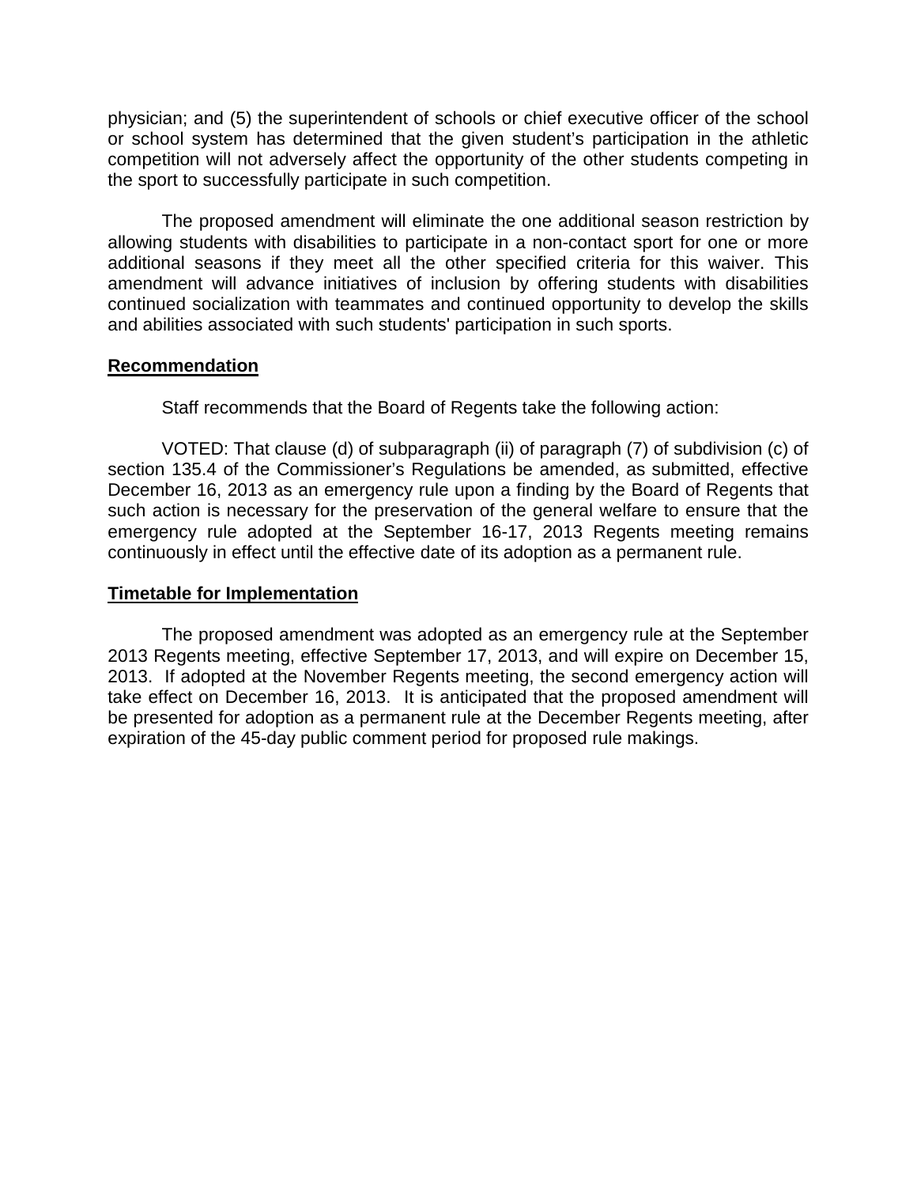physician; and (5) the superintendent of schools or chief executive officer of the school or school system has determined that the given student's participation in the athletic competition will not adversely affect the opportunity of the other students competing in the sport to successfully participate in such competition.

The proposed amendment will eliminate the one additional season restriction by allowing students with disabilities to participate in a non-contact sport for one or more additional seasons if they meet all the other specified criteria for this waiver. This amendment will advance initiatives of inclusion by offering students with disabilities continued socialization with teammates and continued opportunity to develop the skills and abilities associated with such students' participation in such sports.

**Recommendation**

Staff recommends that the Board of Regents take the following action:

VOTED: That clause (d) of subparagraph (ii) of paragraph (7) of subdivision (c) of section 135.4 of the Commissioner's Regulations be amended, as submitted, effective December 16, 2013 as an emergency rule upon a finding by the Board of Regents that such action is necessary for the preservation of the general welfare to ensure that the emergency rule adopted at the September 16-17, 2013 Regents meeting remains continuously in effect until the effective date of its adoption as a permanent rule.

**Timetable for Implementation**

The proposed amendment was adopted as an emergency rule at the September 2013 Regents meeting, effective September 17, 2013, and will expire on December 15, 2013. If adopted at the November Regents meeting, the second emergency action will take effect on December 16, 2013. It is anticipated that the proposed amendment will be presented for adoption as a permanent rule at the December Regents meeting, after expiration of the 45-day public comment period for proposed rule makings.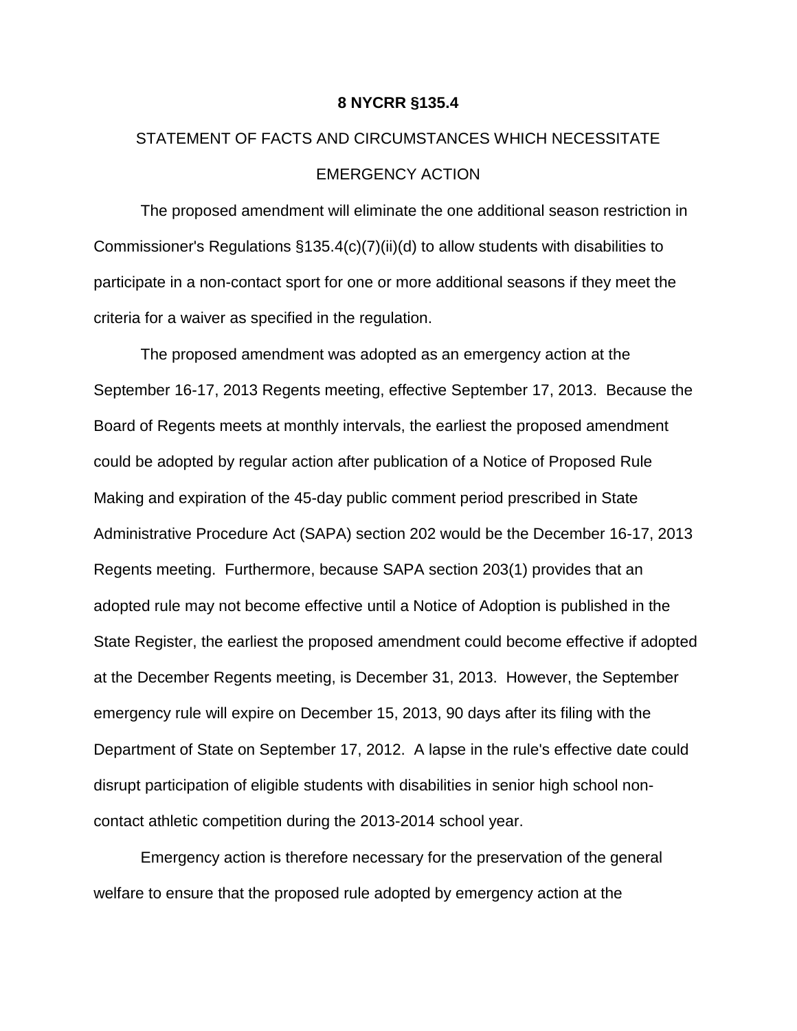**8 NYCRR §135.4**

STATEMENT OF FACTS AND CIRCUMSTANCES WHICH NECESSITATE EMERGENCY ACTION

The proposed amendment will eliminate the one additional season restriction in Commissioner's Regulations §135.4(c)(7)(ii)(d) to allow students with disabilities to participate in a non-contact sport for one or more additional seasons if they meet the criteria for a waiver as specified in the regulation.

The proposed amendment was adopted as an emergency action at the September 16-17, 2013 Regents meeting, effective September 17, 2013. Because the Board of Regents meets at monthly intervals, the earliest the proposed amendment could be adopted by regular action after publication of a Notice of Proposed Rule Making and expiration of the 45-day public comment period prescribed in State Administrative Procedure Act (SAPA) section 202 would be the December 16-17, 2013 Regents meeting. Furthermore, because SAPA section 203(1) provides that an adopted rule may not become effective until a Notice of Adoption is published in the State Register, the earliest the proposed amendment could become effective if adopted at the December Regents meeting, is December 31, 2013. However, the September emergency rule will expire on December 15, 2013, 90 days after its filing with the Department of State on September 17, 2012. A lapse in the rule's effective date could disrupt participation of eligible students with disabilities in senior high school non-contact athletic competition during the 2013-2014 school year.

Emergency action is therefore necessary for the preservation of the general welfare to ensure that the proposed rule adopted by emergency action at the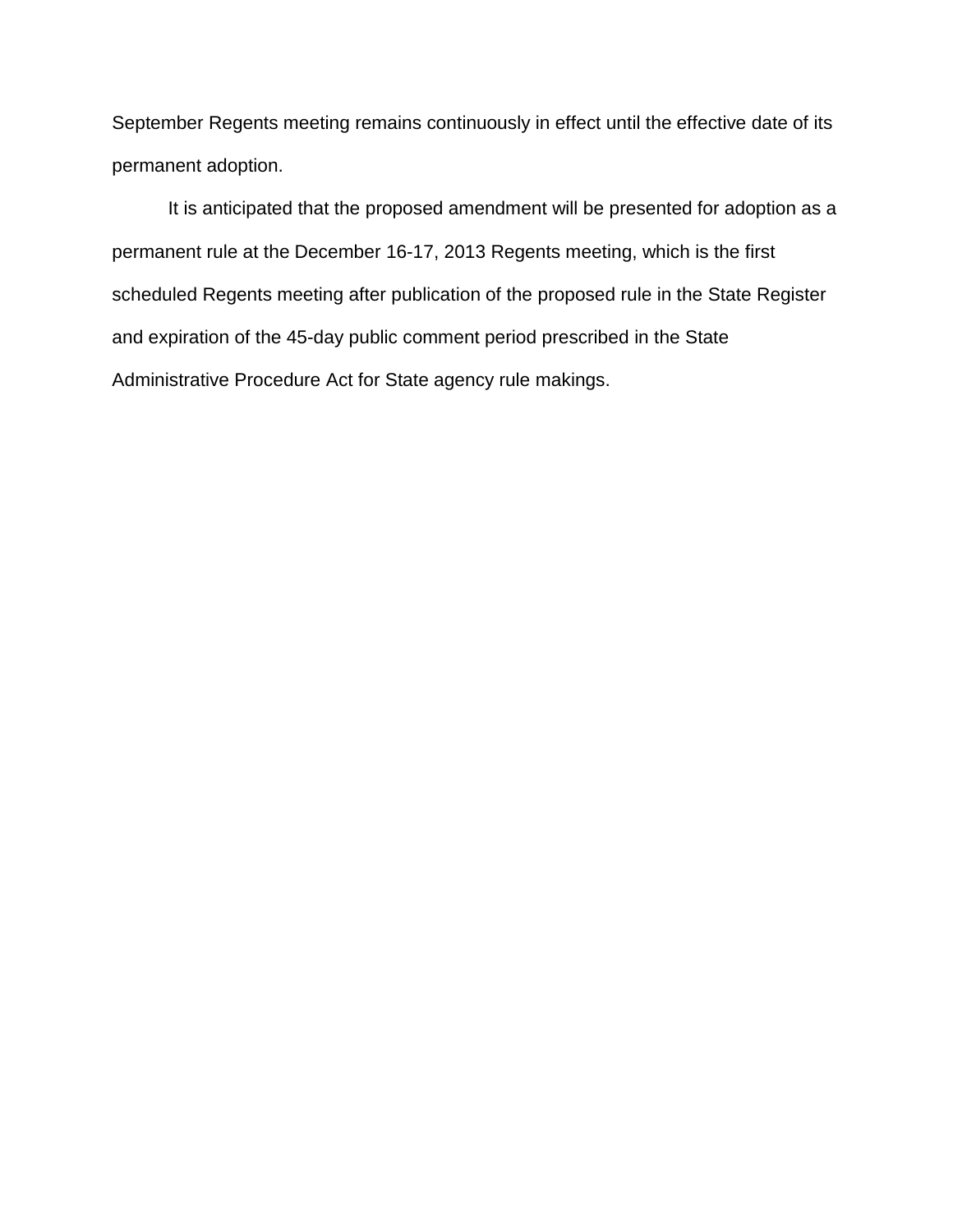September Regents meeting remains continuously in effect until the effective date of its permanent adoption.

It is anticipated that the proposed amendment will be presented for adoption as a permanent rule at the December 16-17, 2013 Regents meeting, which is the first scheduled Regents meeting after publication of the proposed rule in the State Register and expiration of the 45-day public comment period prescribed in the State Administrative Procedure Act for State agency rule makings.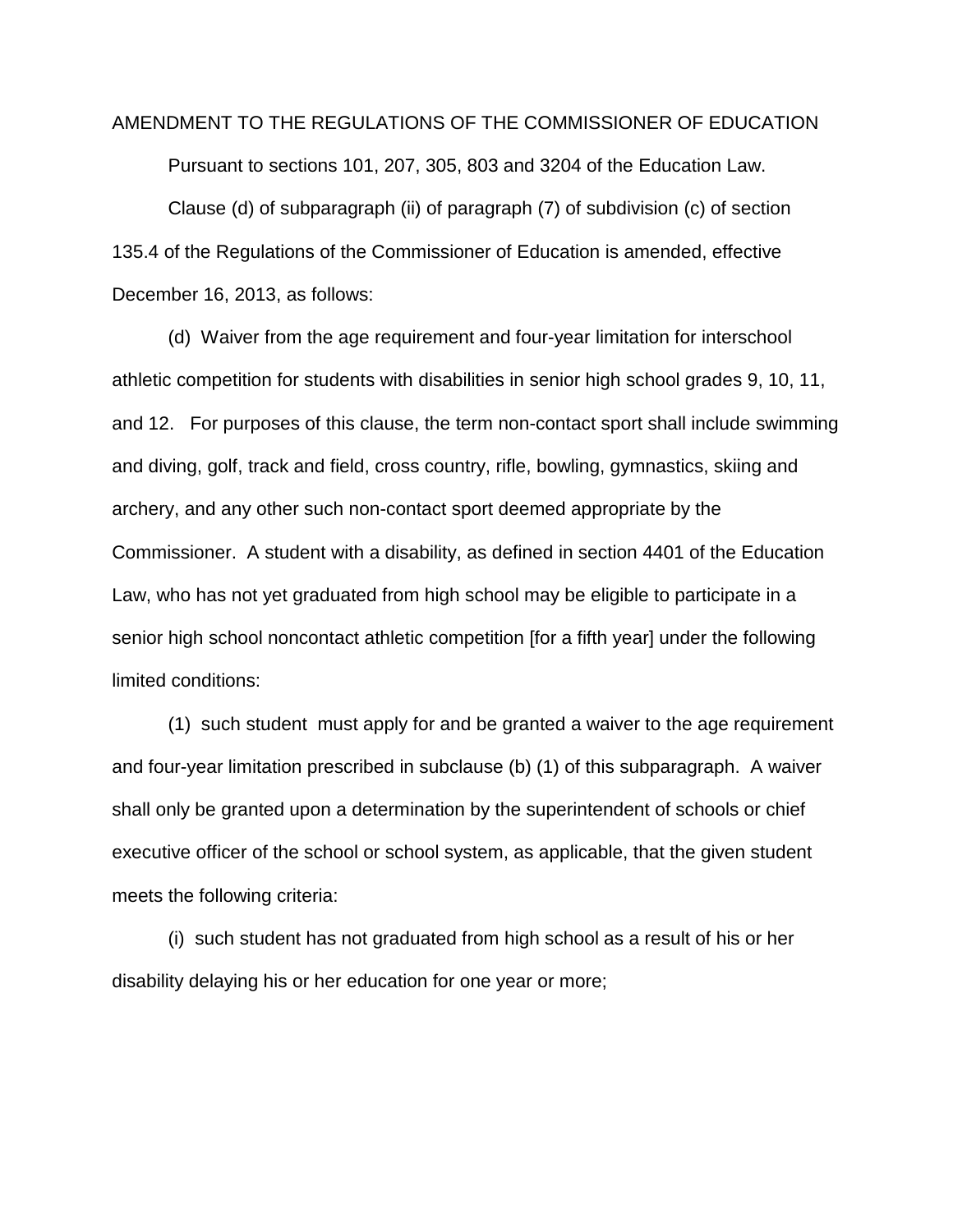AMENDMENT TO THE REGULATIONS OF THE COMMISSIONER OF EDUCATION

Pursuant to sections 101, 207, 305, 803 and 3204 of the Education Law.

Clause (d) of subparagraph (ii) of paragraph (7) of subdivision (c) of section 135.4 of the Regulations of the Commissioner of Education is amended, effective December 16, 2013, as follows:

(d) Waiver from the age requirement and four-year limitation for interschool athletic competition for students with disabilities in senior high school grades 9, 10, 11, and 12. For purposes of this clause, the term non-contact sport shall include swimming and diving, golf, track and field, cross country, rifle, bowling, gymnastics, skiing and archery, and any other such non-contact sport deemed appropriate by the Commissioner. A student with a disability, as defined in section 4401 of the Education Law, who has not yet graduated from high school may be eligible to participate in a senior high school noncontact athletic competition [for a fifth year] under the following limited conditions:

(1) such student must apply for and be granted a waiver to the age requirement and four-year limitation prescribed in subclause (b) (1) of this subparagraph. A waiver shall only be granted upon a determination by the superintendent of schools or chief executive officer of the school or school system, as applicable, that the given student meets the following criteria:

(i) such student has not graduated from high school as a result of his or her disability delaying his or her education for one year or more;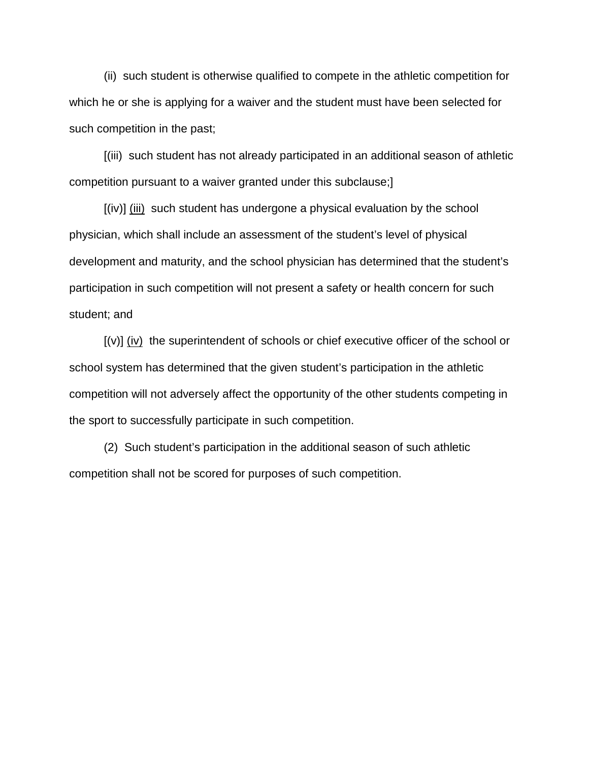(ii) such student is otherwise qualified to compete in the athletic competition for which he or she is applying for a waiver and the student must have been selected for such competition in the past;

[(iii) such student has not already participated in an additional season of athletic competition pursuant to a waiver granted under this subclause;]

[(iv)] <u>(iii)</u> such student has undergone a physical evaluation by the school physician, which shall include an assessment of the student's level of physical development and maturity, and the school physician has determined that the student's participation in such competition will not present a safety or health concern for such student; and

[(v)] <u>(iv)</u> the superintendent of schools or chief executive officer of the school or school system has determined that the given student's participation in the athletic competition will not adversely affect the opportunity of the other students competing in the sport to successfully participate in such competition.

(2) Such student's participation in the additional season of such athletic competition shall not be scored for purposes of such competition.